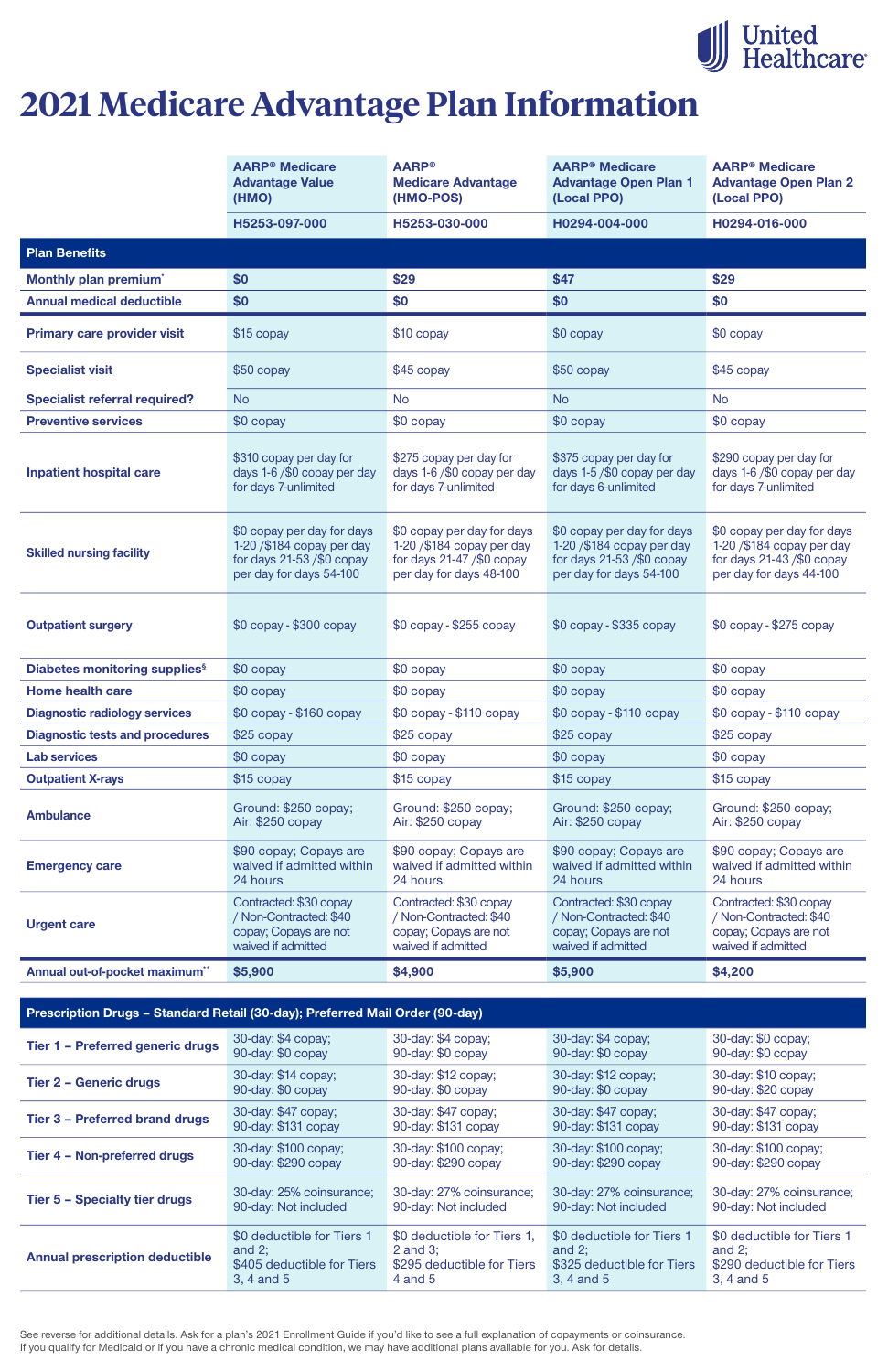# 2021 Medicare Advantage Plan Information

| | AARP® Medicare Advantage Value (HMO) | AARP® Medicare Advantage (HMO-POS) | AARP® Medicare Advantage Open Plan 1 (Local PPO) | AARP® Medicare Advantage Open Plan 2 (Local PPO) |
|---|---|---|---|---|
| | H5253-097-000 | H5253-030-000 | H0294-004-000 | H0294-016-000 |
| **Plan Benefits** | | | | |
| **Monthly plan premium*** | **$0** | **$29** | **$47** | **$29** |
| **Annual medical deductible** | **$0** | **$0** | **$0** | **$0** |
| **Primary care provider visit** | $15 copay | $10 copay | $0 copay | $0 copay |
| **Specialist visit** | $50 copay | $45 copay | $50 copay | $45 copay |
| **Specialist referral required?** | No | No | No | No |
| **Preventive services** | $0 copay | $0 copay | $0 copay | $0 copay |
| **Inpatient hospital care** | $310 copay per day for days 1-6 /$0 copay per day for days 7-unlimited | $275 copay per day for days 1-6 /$0 copay per day for days 7-unlimited | $375 copay per day for days 1-5 /$0 copay per day for days 6-unlimited | $290 copay per day for days 1-6 /$0 copay per day for days 7-unlimited |
| **Skilled nursing facility** | $0 copay per day for days 1-20 /$184 copay per day for days 21-53 /$0 copay per day for days 54-100 | $0 copay per day for days 1-20 /$184 copay per day for days 21-47 /$0 copay per day for days 48-100 | $0 copay per day for days 1-20 /$184 copay per day for days 21-53 /$0 copay per day for days 54-100 | $0 copay per day for days 1-20 /$184 copay per day for days 21-43 /$0 copay per day for days 44-100 |
| **Outpatient surgery** | $0 copay - $300 copay | $0 copay - $255 copay | $0 copay - $335 copay | $0 copay - $275 copay |
| **Diabetes monitoring supplies§** | $0 copay | $0 copay | $0 copay | $0 copay |
| **Home health care** | $0 copay | $0 copay | $0 copay | $0 copay |
| **Diagnostic radiology services** | $0 copay - $160 copay | $0 copay - $110 copay | $0 copay - $110 copay | $0 copay - $110 copay |
| **Diagnostic tests and procedures** | $25 copay | $25 copay | $25 copay | $25 copay |
| **Lab services** | $0 copay | $0 copay | $0 copay | $0 copay |
| **Outpatient X-rays** | $15 copay | $15 copay | $15 copay | $15 copay |
| **Ambulance** | Ground: $250 copay; Air: $250 copay | Ground: $250 copay; Air: $250 copay | Ground: $250 copay; Air: $250 copay | Ground: $250 copay; Air: $250 copay |
| **Emergency care** | $90 copay; Copays are waived if admitted within 24 hours | $90 copay; Copays are waived if admitted within 24 hours | $90 copay; Copays are waived if admitted within 24 hours | $90 copay; Copays are waived if admitted within 24 hours |
| **Urgent care** | Contracted: $30 copay / Non-Contracted: $40 copay; Copays are not waived if admitted | Contracted: $30 copay / Non-Contracted: $40 copay; Copays are not waived if admitted | Contracted: $30 copay / Non-Contracted: $40 copay; Copays are not waived if admitted | Contracted: $30 copay / Non-Contracted: $40 copay; Copays are not waived if admitted |
| **Annual out-of-pocket maximum**** | **$5,900** | **$4,900** | **$5,900** | **$4,200** |
| **Prescription Drugs – Standard Retail (30-day); Preferred Mail Order (90-day)** | | | | |
| **Tier 1 – Preferred generic drugs** | 30-day: $4 copay; 90-day: $0 copay | 30-day: $4 copay; 90-day: $0 copay | 30-day: $4 copay; 90-day: $0 copay | 30-day: $0 copay; 90-day: $0 copay |
| **Tier 2 – Generic drugs** | 30-day: $14 copay; 90-day: $0 copay | 30-day: $12 copay; 90-day: $0 copay | 30-day: $12 copay; 90-day: $0 copay | 30-day: $10 copay; 90-day: $20 copay |
| **Tier 3 – Preferred brand drugs** | 30-day: $47 copay; 90-day: $131 copay | 30-day: $47 copay; 90-day: $131 copay | 30-day: $47 copay; 90-day: $131 copay | 30-day: $47 copay; 90-day: $131 copay |
| **Tier 4 – Non-preferred drugs** | 30-day: $100 copay; 90-day: $290 copay | 30-day: $100 copay; 90-day: $290 copay | 30-day: $100 copay; 90-day: $290 copay | 30-day: $100 copay; 90-day: $290 copay |
| **Tier 5 – Specialty tier drugs** | 30-day: 25% coinsurance; 90-day: Not included | 30-day: 27% coinsurance; 90-day: Not included | 30-day: 27% coinsurance; 90-day: Not included | 30-day: 27% coinsurance; 90-day: Not included |
| **Annual prescription deductible** | $0 deductible for Tiers 1 and 2; $405 deductible for Tiers 3, 4 and 5 | $0 deductible for Tiers 1, 2 and 3; $295 deductible for Tiers 4 and 5 | $0 deductible for Tiers 1 and 2; $325 deductible for Tiers 3, 4 and 5 | $0 deductible for Tiers 1 and 2; $290 deductible for Tiers 3, 4 and 5 |

See reverse for additional details. Ask for a plan's 2021 Enrollment Guide if you'd like to see a full explanation of copayments or coinsurance.
If you qualify for Medicaid or if you have a chronic medical condition, we may have additional plans available for you. Ask for details.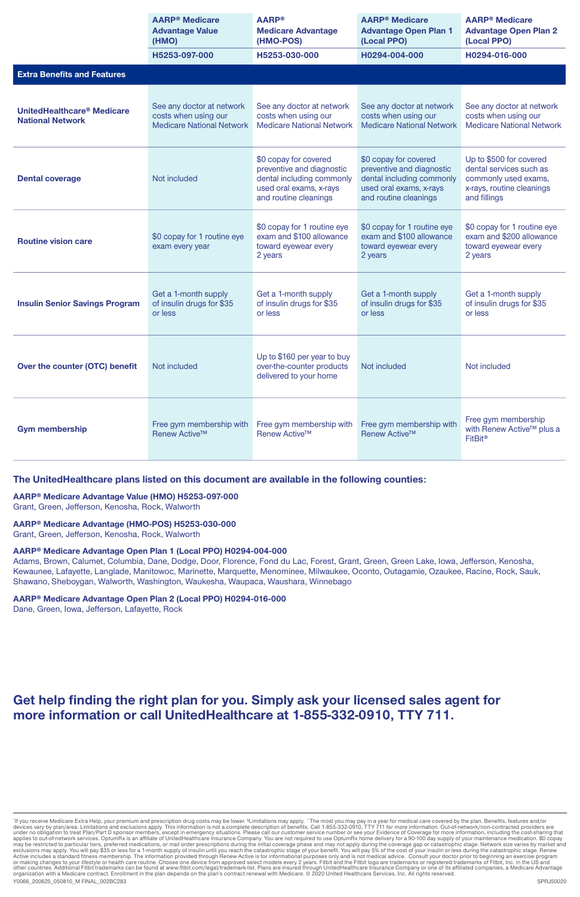| | AARP® Medicare Advantage Value (HMO) | AARP® Medicare Advantage (HMO-POS) | AARP® Medicare Advantage Open Plan 1 (Local PPO) | AARP® Medicare Advantage Open Plan 2 (Local PPO) |
|---|---|---|---|---|
| | **H5253-097-000** | **H5253-030-000** | **H0294-004-000** | **H0294-016-000** |
| **Extra Benefits and Features** | | | | |
| **UnitedHealthcare® Medicare National Network** | See any doctor at network costs when using our Medicare National Network | See any doctor at network costs when using our Medicare National Network | See any doctor at network costs when using our Medicare National Network | See any doctor at network costs when using our Medicare National Network |
| **Dental coverage** | Not included | $0 copay for covered preventive and diagnostic dental including commonly used oral exams, x-rays and routine cleanings | $0 copay for covered preventive and diagnostic dental including commonly used oral exams, x-rays and routine cleanings | Up to $500 for covered dental services such as commonly used exams, x-rays, routine cleanings and fillings |
| **Routine vision care** | $0 copay for 1 routine eye exam every year | $0 copay for 1 routine eye exam and $100 allowance toward eyewear every 2 years | $0 copay for 1 routine eye exam and $100 allowance toward eyewear every 2 years | $0 copay for 1 routine eye exam and $200 allowance toward eyewear every 2 years |
| **Insulin Senior Savings Program** | Get a 1-month supply of insulin drugs for $35 or less | Get a 1-month supply of insulin drugs for $35 or less | Get a 1-month supply of insulin drugs for $35 or less | Get a 1-month supply of insulin drugs for $35 or less |
| **Over the counter (OTC) benefit** | Not included | Up to $160 per year to buy over-the-counter products delivered to your home | Not included | Not included |
| **Gym membership** | Free gym membership with Renew Active™ | Free gym membership with Renew Active™ | Free gym membership with Renew Active™ | Free gym membership with Renew Active™ plus a FitBit® |

## The UnitedHealthcare plans listed on this document are available in the following counties:

**AARP® Medicare Advantage Value (HMO) H5253-097-000**
Grant, Green, Jefferson, Kenosha, Rock, Walworth

**AARP® Medicare Advantage (HMO-POS) H5253-030-000**
Grant, Green, Jefferson, Kenosha, Rock, Walworth

**AARP® Medicare Advantage Open Plan 1 (Local PPO) H0294-004-000**
Adams, Brown, Calumet, Columbia, Dane, Dodge, Door, Florence, Fond du Lac, Forest, Grant, Green, Green Lake, Iowa, Jefferson, Kenosha, Kewaunee, Lafayette, Langlade, Manitowoc, Marinette, Marquette, Menominee, Milwaukee, Oconto, Outagamie, Ozaukee, Racine, Rock, Sauk, Shawano, Sheboygan, Walworth, Washington, Waukesha, Waupaca, Waushara, Winnebago

**AARP® Medicare Advantage Open Plan 2 (Local PPO) H0294-016-000**
Dane, Green, Iowa, Jefferson, Lafayette, Rock

## Get help finding the right plan for you. Simply ask your licensed sales agent for more information or call UnitedHealthcare at 1-855-332-0910, TTY 711.

[†]If you receive Medicare Extra Help, your premium and prescription drug costs may be lower. [‡]Limitations may apply. [††]The most you may pay in a year for medical care covered by the plan. Benefits, features and/or devices vary by plan/area. Limitations and exclusions apply. This information is not a complete description of benefits. Call 1-855-332-0910, TTY 711 for more information. Out-of-network/non-contracted providers are under no obligation to treat Plan/Part D sponsor members, except in emergency situations. Please call our customer service number or see your Evidence of Coverage for more information, including the cost-sharing that applies to out-of-network services. OptumRx is an affiliate of UnitedHealthcare Insurance Company. You are not required to use OptumRx home delivery for a 90-day supply of your maintenance medication. $0 copay may be restricted to particular tiers, preferred medications, or mail order prescriptions during the initial coverage phase and may not apply during the coverage gap or catastrophic stage. Network size varies by market and exclusions may apply. You will pay $35 or less for a 1-month supply of insulin until you reach the catastrophic stage of your benefit. You will pay 5% of the cost of your insulin or less during the catastrophic stage. Renew Active includes a standard fitness membership. The information provided through Renew Active is for informational purposes only and is not medical advice. Consult your doctor prior to beginning an exercise program or making changes to your lifestyle or health care routine. Choose one device from approved select models every 2 years. Fitbit and the Fitbit logo are trademarks or registered trademarks of Fitbit, Inc. in the US and other countries. Additional Fitbit trademarks can be found at www.fitbit.com/legal/trademark-list. Plans are insured through UnitedHealthcare Insurance Company or one of its affiliated companies, a Medicare Advantage organization with a Medicare contract. Enrollment in the plan depends on the plan's contract renewal with Medicare. © 2020 United Healthcare Services, Inc. All rights reserved.

Y0066_200625_050810_M FINAL_002BC283

SPRJ50020